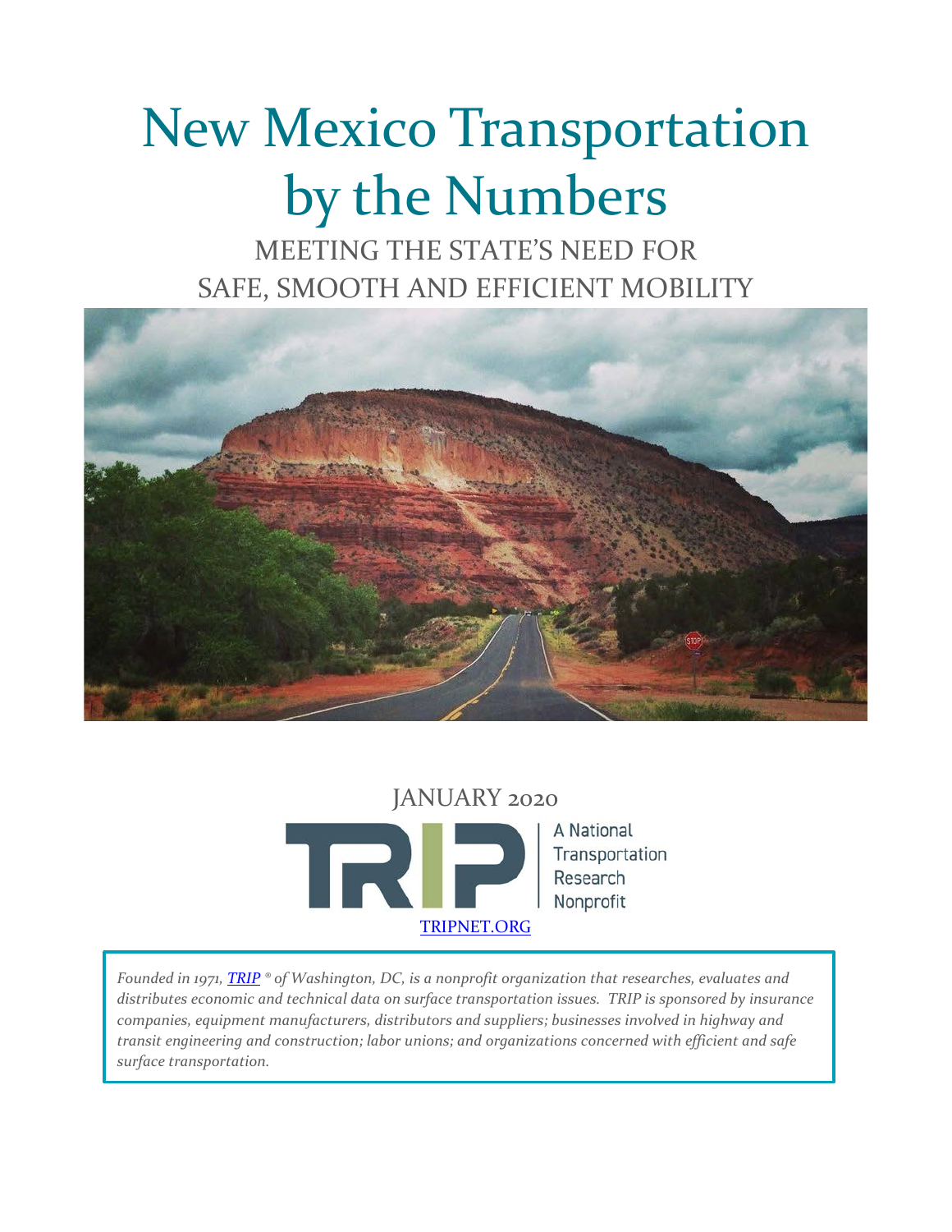# New Mexico Transportation by the Numbers

## MEETING THE STATE'S NEED FOR SAFE, SMOOTH AND EFFICIENT MOBILITY

JANUARY 2020

TRIP | A National Transportation Research Nonprofit

TRIPNET.ORG

*Founded in 1971, TRIP ® of Washington, DC, is a nonprofit organization that researches, evaluates and distributes economic and technical data on surface transportation issues. TRIP is sponsored by insurance companies, equipment manufacturers, distributors and suppliers; businesses involved in highway and transit engineering and construction; labor unions; and organizations concerned with efficient and safe surface transportation.*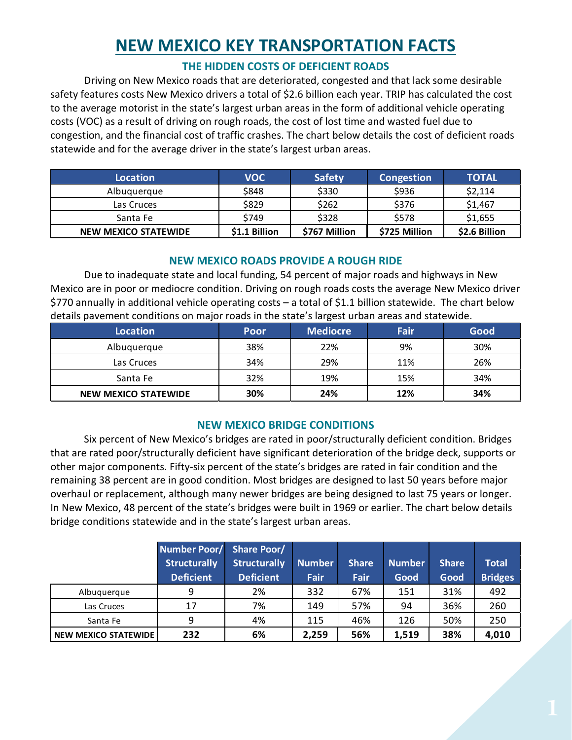# NEW MEXICO KEY TRANSPORTATION FACTS

## THE HIDDEN COSTS OF DEFICIENT ROADS

Driving on New Mexico roads that are deteriorated, congested and that lack some desirable safety features costs New Mexico drivers a total of $2.6 billion each year. TRIP has calculated the cost to the average motorist in the state's largest urban areas in the form of additional vehicle operating costs (VOC) as a result of driving on rough roads, the cost of lost time and wasted fuel due to congestion, and the financial cost of traffic crashes. The chart below details the cost of deficient roads statewide and for the average driver in the state's largest urban areas.

| Location | VOC | Safety | Congestion | TOTAL |
|---|---|---|---|---|
| Albuquerque | $848 | $330 | $936 | $2,114 |
| Las Cruces | $829 | $262 | $376 | $1,467 |
| Santa Fe | $749 | $328 | $578 | $1,655 |
| **NEW MEXICO STATEWIDE** | **$1.1 Billion** | **$767 Million** | **$725 Million** | **$2.6 Billion** |

## NEW MEXICO ROADS PROVIDE A ROUGH RIDE

Due to inadequate state and local funding, 54 percent of major roads and highways in New Mexico are in poor or mediocre condition. Driving on rough roads costs the average New Mexico driver $770 annually in additional vehicle operating costs – a total of $1.1 billion statewide. The chart below details pavement conditions on major roads in the state's largest urban areas and statewide.

| Location | Poor | Mediocre | Fair | Good |
|---|---|---|---|---|
| Albuquerque | 38% | 22% | 9% | 30% |
| Las Cruces | 34% | 29% | 11% | 26% |
| Santa Fe | 32% | 19% | 15% | 34% |
| **NEW MEXICO STATEWIDE** | **30%** | **24%** | **12%** | **34%** |

## NEW MEXICO BRIDGE CONDITIONS

Six percent of New Mexico's bridges are rated in poor/structurally deficient condition. Bridges that are rated poor/structurally deficient have significant deterioration of the bridge deck, supports or other major components. Fifty-six percent of the state's bridges are rated in fair condition and the remaining 38 percent are in good condition. Most bridges are designed to last 50 years before major overhaul or replacement, although many newer bridges are being designed to last 75 years or longer. In New Mexico, 48 percent of the state's bridges were built in 1969 or earlier. The chart below details bridge conditions statewide and in the state's largest urban areas.

| | Number Poor/ Structurally Deficient | Share Poor/ Structurally Deficient | Number Fair | Share Fair | Number Good | Share Good | Total Bridges |
|---|---|---|---|---|---|---|---|
| Albuquerque | 9 | 2% | 332 | 67% | 151 | 31% | 492 |
| Las Cruces | 17 | 7% | 149 | 57% | 94 | 36% | 260 |
| Santa Fe | 9 | 4% | 115 | 46% | 126 | 50% | 250 |
| **NEW MEXICO STATEWIDE** | **232** | **6%** | **2,259** | **56%** | **1,519** | **38%** | **4,010** |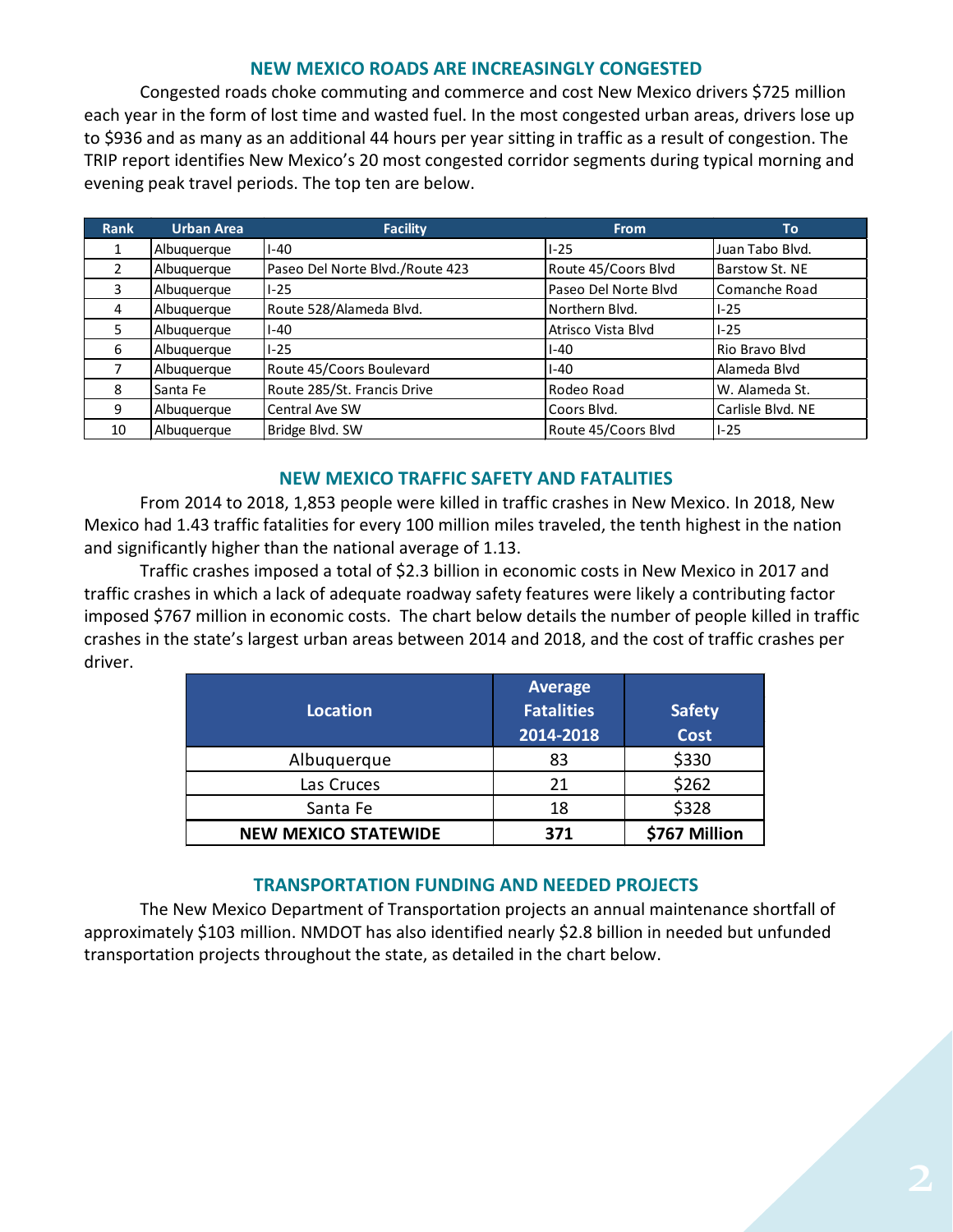## NEW MEXICO ROADS ARE INCREASINGLY CONGESTED

Congested roads choke commuting and commerce and cost New Mexico drivers $725 million each year in the form of lost time and wasted fuel. In the most congested urban areas, drivers lose up to $936 and as many as an additional 44 hours per year sitting in traffic as a result of congestion. The TRIP report identifies New Mexico's 20 most congested corridor segments during typical morning and evening peak travel periods. The top ten are below.

| Rank | Urban Area | Facility | From | To |
|---|---|---|---|---|
| 1 | Albuquerque | I-40 | I-25 | Juan Tabo Blvd. |
| 2 | Albuquerque | Paseo Del Norte Blvd./Route 423 | Route 45/Coors Blvd | Barstow St. NE |
| 3 | Albuquerque | I-25 | Paseo Del Norte Blvd | Comanche Road |
| 4 | Albuquerque | Route 528/Alameda Blvd. | Northern Blvd. | I-25 |
| 5 | Albuquerque | I-40 | Atrisco Vista Blvd | I-25 |
| 6 | Albuquerque | I-25 | I-40 | Rio Bravo Blvd |
| 7 | Albuquerque | Route 45/Coors Boulevard | I-40 | Alameda Blvd |
| 8 | Santa Fe | Route 285/St. Francis Drive | Rodeo Road | W. Alameda St. |
| 9 | Albuquerque | Central Ave SW | Coors Blvd. | Carlisle Blvd. NE |
| 10 | Albuquerque | Bridge Blvd. SW | Route 45/Coors Blvd | I-25 |

## NEW MEXICO TRAFFIC SAFETY AND FATALITIES

From 2014 to 2018, 1,853 people were killed in traffic crashes in New Mexico. In 2018, New Mexico had 1.43 traffic fatalities for every 100 million miles traveled, the tenth highest in the nation and significantly higher than the national average of 1.13.

Traffic crashes imposed a total of $2.3 billion in economic costs in New Mexico in 2017 and traffic crashes in which a lack of adequate roadway safety features were likely a contributing factor imposed $767 million in economic costs. The chart below details the number of people killed in traffic crashes in the state's largest urban areas between 2014 and 2018, and the cost of traffic crashes per driver.

| Location | Average Fatalities 2014-2018 | Safety Cost |
|---|---|---|
| Albuquerque | 83 | $330 |
| Las Cruces | 21 | $262 |
| Santa Fe | 18 | $328 |
| **NEW MEXICO STATEWIDE** | **371** | **$767 Million** |

## TRANSPORTATION FUNDING AND NEEDED PROJECTS

The New Mexico Department of Transportation projects an annual maintenance shortfall of approximately $103 million. NMDOT has also identified nearly $2.8 billion in needed but unfunded transportation projects throughout the state, as detailed in the chart below.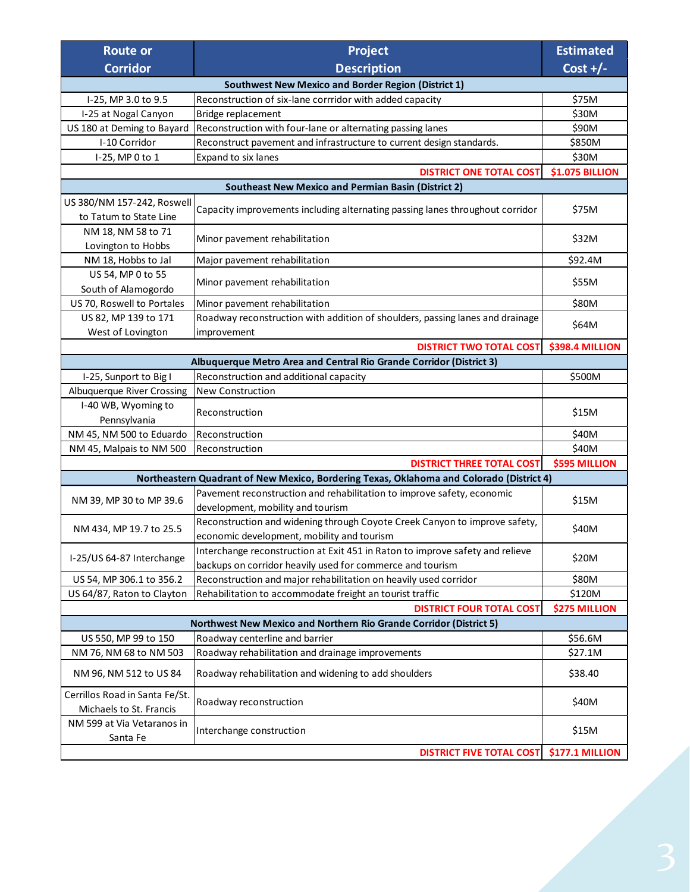| Route or Corridor | Project Description | Estimated Cost +/- |
|---|---|---|
| **Southwest New Mexico and Border Region (District 1)** | | |
| I-25, MP 3.0 to 9.5 | Reconstruction of six-lane corrridor with added capacity | $75M |
| I-25 at Nogal Canyon | Bridge replacement | $30M |
| US 180 at Deming to Bayard | Reconstruction with four-lane or alternating passing lanes | $90M |
| I-10 Corridor | Reconstruct pavement and infrastructure to current design standards. | $850M |
| I-25, MP 0 to 1 | Expand to six lanes | $30M |
| | **DISTRICT ONE TOTAL COST** | **$1.075 BILLION** |
| **Southeast New Mexico and Permian Basin (District 2)** | | |
| US 380/NM 157-242, Roswell to Tatum to State Line | Capacity improvements including alternating passing lanes throughout corridor | $75M |
| NM 18, NM 58 to 71 Lovington to Hobbs | Minor pavement rehabilitation | $32M |
| NM 18, Hobbs to Jal | Major pavement rehabilitation | $92.4M |
| US 54, MP 0 to 55 South of Alamogordo | Minor pavement rehabilitation | $55M |
| US 70, Roswell to Portales | Minor pavement rehabilitation | $80M |
| US 82, MP 139 to 171 West of Lovington | Roadway reconstruction with addition of shoulders, passing lanes and drainage improvement | $64M |
| | **DISTRICT TWO TOTAL COST** | **$398.4 MILLION** |
| **Albuquerque Metro Area and Central Rio Grande Corridor (District 3)** | | |
| I-25, Sunport to Big I | Reconstruction and additional capacity | $500M |
| Albuquerque River Crossing | New Construction | |
| I-40 WB, Wyoming to Pennsylvania | Reconstruction | $15M |
| NM 45, NM 500 to Eduardo | Reconstruction | $40M |
| NM 45, Malpais to NM 500 | Reconstruction | $40M |
| | **DISTRICT THREE TOTAL COST** | **$595 MILLION** |
| **Northeastern Quadrant of New Mexico, Bordering Texas, Oklahoma and Colorado (District 4)** | | |
| NM 39, MP 30 to MP 39.6 | Pavement reconstruction and rehabilitation to improve safety, economic development, mobility and tourism | $15M |
| NM 434, MP 19.7 to 25.5 | Reconstruction and widening through Coyote Creek Canyon to improve safety, economic development, mobility and tourism | $40M |
| I-25/US 64-87 Interchange | Interchange reconstruction at Exit 451 in Raton to improve safety and relieve backups on corridor heavily used for commerce and tourism | $20M |
| US 54, MP 306.1 to 356.2 | Reconstruction and major rehabilitation on heavily used corridor | $80M |
| US 64/87, Raton to Clayton | Rehabilitation to accommodate freight an tourist traffic | $120M |
| | **DISTRICT FOUR TOTAL COST** | **$275 MILLION** |
| **Northwest New Mexico and Northern Rio Grande Corridor (District 5)** | | |
| US 550, MP 99 to 150 | Roadway centerline and barrier | $56.6M |
| NM 76, NM 68 to NM 503 | Roadway rehabilitation and drainage improvements | $27.1M |
| NM 96, NM 512 to US 84 | Roadway rehabilitation and widening to add shoulders | $38.40 |
| Cerrillos Road in Santa Fe/St. Michaels to St. Francis | Roadway reconstruction | $40M |
| NM 599 at Via Vetaranos in Santa Fe | Interchange construction | $15M |
| | **DISTRICT FIVE TOTAL COST** | **$177.1 MILLION** |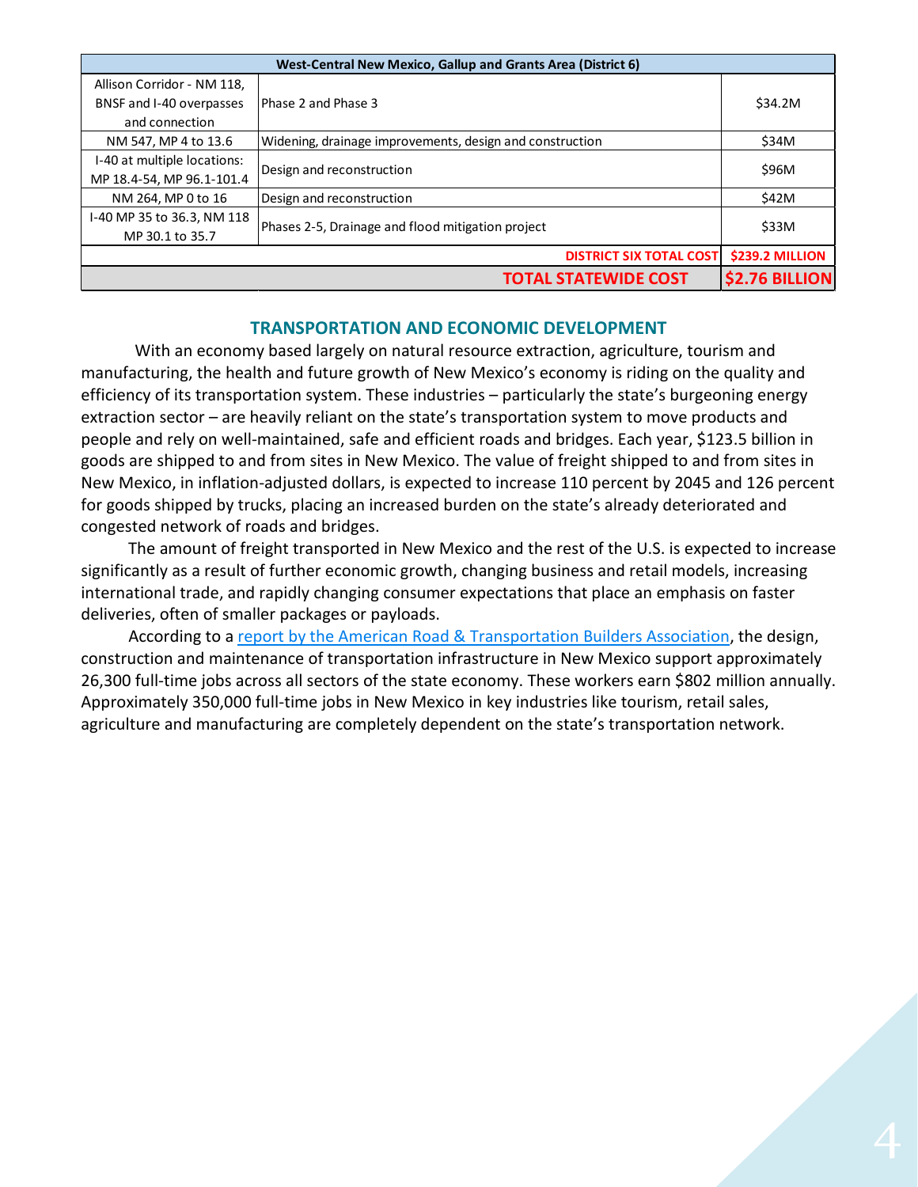| West-Central New Mexico, Gallup and Grants Area (District 6) | | |
|---|---|---|
| Allison Corridor - NM 118, BNSF and I-40 overpasses and connection | Phase 2 and Phase 3 | $34.2M |
| NM 547, MP 4 to 13.6 | Widening, drainage improvements, design and construction | $34M |
| I-40 at multiple locations: MP 18.4-54, MP 96.1-101.4 | Design and reconstruction | $96M |
| NM 264, MP 0 to 16 | Design and reconstruction | $42M |
| I-40 MP 35 to 36.3, NM 118 MP 30.1 to 35.7 | Phases 2-5, Drainage and flood mitigation project | $33M |
| | **DISTRICT SIX TOTAL COST** | **$239.2 MILLION** |
| | **TOTAL STATEWIDE COST** | **$2.76 BILLION** |

## TRANSPORTATION AND ECONOMIC DEVELOPMENT

With an economy based largely on natural resource extraction, agriculture, tourism and manufacturing, the health and future growth of New Mexico's economy is riding on the quality and efficiency of its transportation system. These industries – particularly the state's burgeoning energy extraction sector – are heavily reliant on the state's transportation system to move products and people and rely on well-maintained, safe and efficient roads and bridges. Each year, $123.5 billion in goods are shipped to and from sites in New Mexico. The value of freight shipped to and from sites in New Mexico, in inflation-adjusted dollars, is expected to increase 110 percent by 2045 and 126 percent for goods shipped by trucks, placing an increased burden on the state's already deteriorated and congested network of roads and bridges.

The amount of freight transported in New Mexico and the rest of the U.S. is expected to increase significantly as a result of further economic growth, changing business and retail models, increasing international trade, and rapidly changing consumer expectations that place an emphasis on faster deliveries, often of smaller packages or payloads.

According to a report by the American Road & Transportation Builders Association, the design, construction and maintenance of transportation infrastructure in New Mexico support approximately 26,300 full-time jobs across all sectors of the state economy. These workers earn $802 million annually. Approximately 350,000 full-time jobs in New Mexico in key industries like tourism, retail sales, agriculture and manufacturing are completely dependent on the state's transportation network.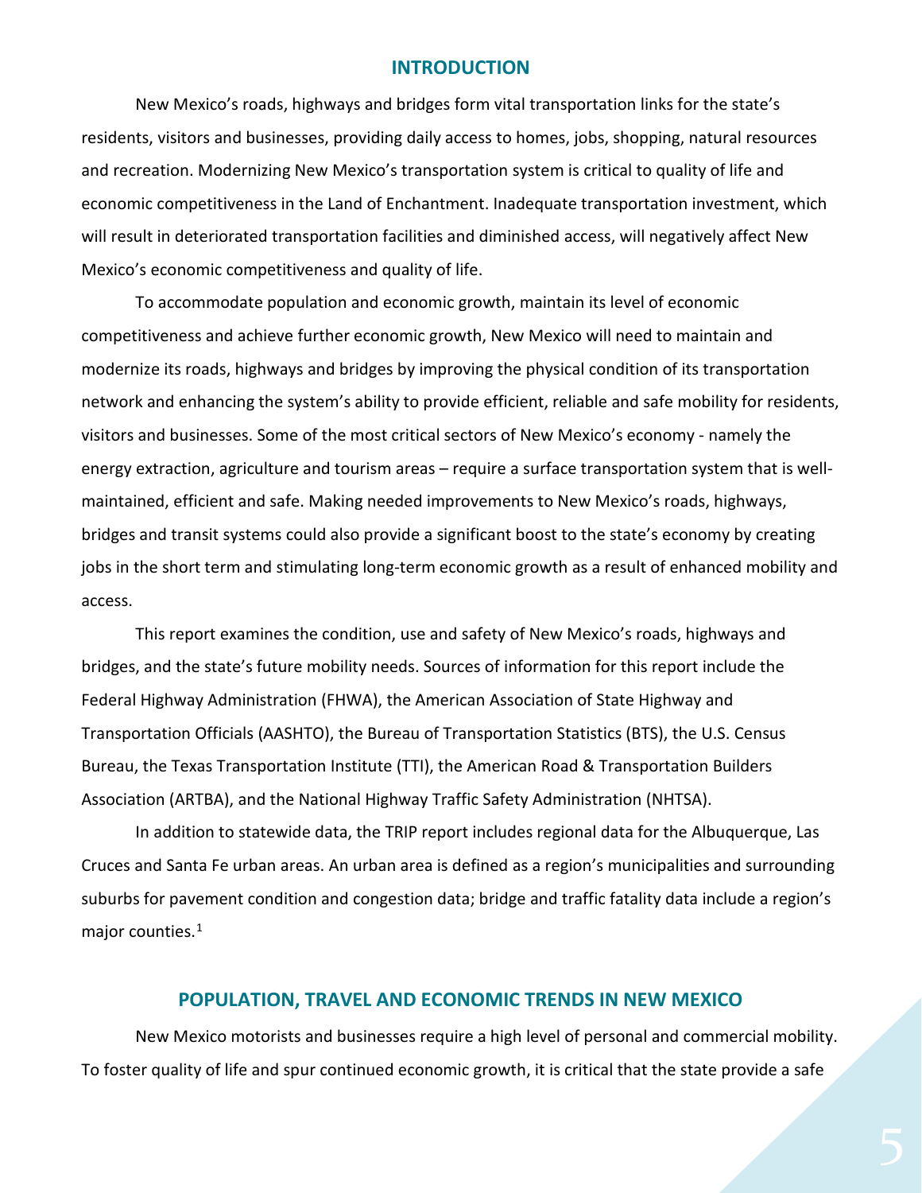## INTRODUCTION

New Mexico's roads, highways and bridges form vital transportation links for the state's residents, visitors and businesses, providing daily access to homes, jobs, shopping, natural resources and recreation. Modernizing New Mexico's transportation system is critical to quality of life and economic competitiveness in the Land of Enchantment. Inadequate transportation investment, which will result in deteriorated transportation facilities and diminished access, will negatively affect New Mexico's economic competitiveness and quality of life.

To accommodate population and economic growth, maintain its level of economic competitiveness and achieve further economic growth, New Mexico will need to maintain and modernize its roads, highways and bridges by improving the physical condition of its transportation network and enhancing the system's ability to provide efficient, reliable and safe mobility for residents, visitors and businesses. Some of the most critical sectors of New Mexico's economy - namely the energy extraction, agriculture and tourism areas – require a surface transportation system that is well-maintained, efficient and safe. Making needed improvements to New Mexico's roads, highways, bridges and transit systems could also provide a significant boost to the state's economy by creating jobs in the short term and stimulating long-term economic growth as a result of enhanced mobility and access.

This report examines the condition, use and safety of New Mexico's roads, highways and bridges, and the state's future mobility needs. Sources of information for this report include the Federal Highway Administration (FHWA), the American Association of State Highway and Transportation Officials (AASHTO), the Bureau of Transportation Statistics (BTS), the U.S. Census Bureau, the Texas Transportation Institute (TTI), the American Road & Transportation Builders Association (ARTBA), and the National Highway Traffic Safety Administration (NHTSA).

In addition to statewide data, the TRIP report includes regional data for the Albuquerque, Las Cruces and Santa Fe urban areas. An urban area is defined as a region's municipalities and surrounding suburbs for pavement condition and congestion data; bridge and traffic fatality data include a region's major counties.[1]

## POPULATION, TRAVEL AND ECONOMIC TRENDS IN NEW MEXICO

New Mexico motorists and businesses require a high level of personal and commercial mobility. To foster quality of life and spur continued economic growth, it is critical that the state provide a safe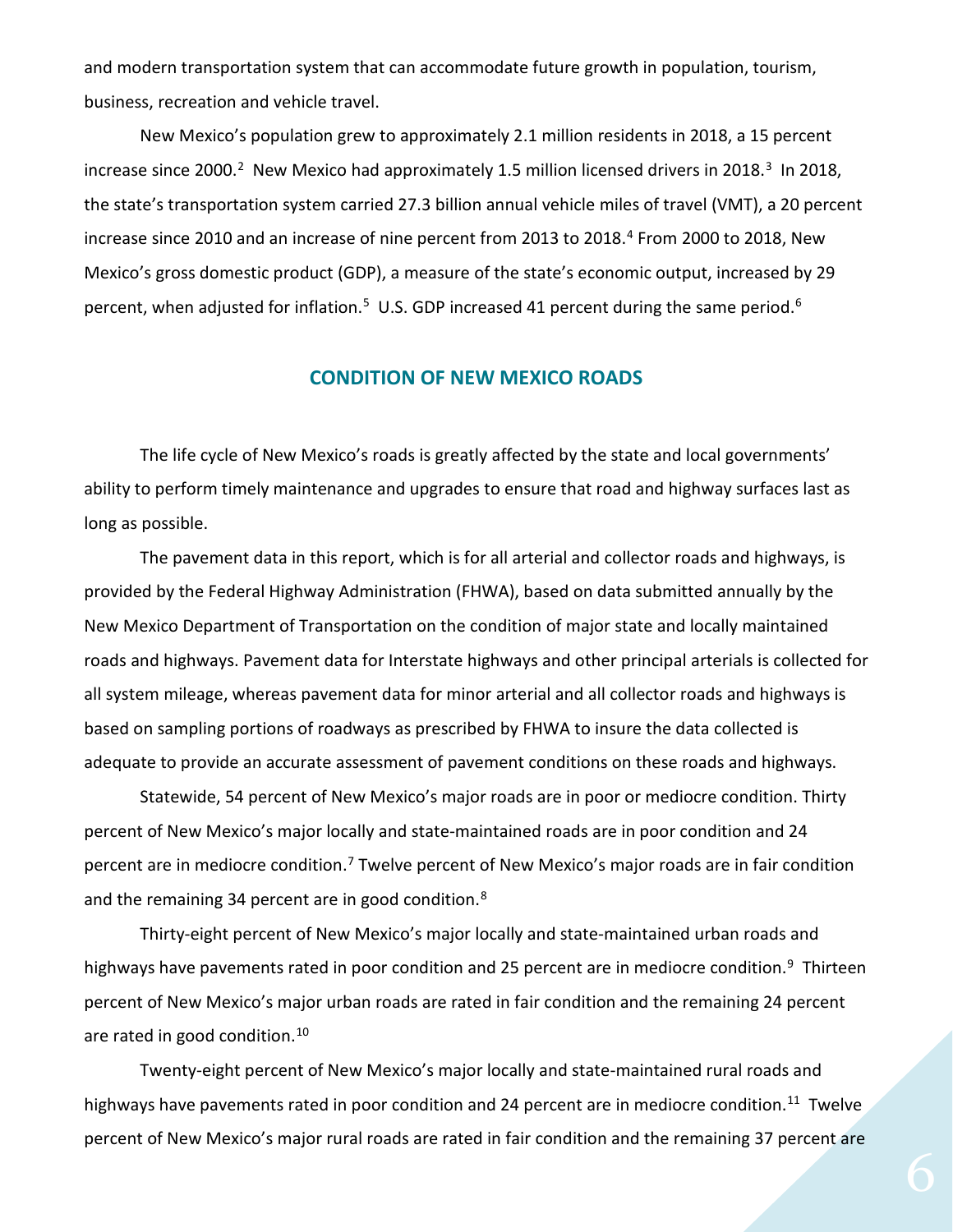and modern transportation system that can accommodate future growth in population, tourism, business, recreation and vehicle travel.

New Mexico's population grew to approximately 2.1 million residents in 2018, a 15 percent increase since 2000.[2] New Mexico had approximately 1.5 million licensed drivers in 2018.[3] In 2018, the state's transportation system carried 27.3 billion annual vehicle miles of travel (VMT), a 20 percent increase since 2010 and an increase of nine percent from 2013 to 2018.[4] From 2000 to 2018, New Mexico's gross domestic product (GDP), a measure of the state's economic output, increased by 29 percent, when adjusted for inflation.[5] U.S. GDP increased 41 percent during the same period.[6]

## CONDITION OF NEW MEXICO ROADS

The life cycle of New Mexico's roads is greatly affected by the state and local governments' ability to perform timely maintenance and upgrades to ensure that road and highway surfaces last as long as possible.

The pavement data in this report, which is for all arterial and collector roads and highways, is provided by the Federal Highway Administration (FHWA), based on data submitted annually by the New Mexico Department of Transportation on the condition of major state and locally maintained roads and highways. Pavement data for Interstate highways and other principal arterials is collected for all system mileage, whereas pavement data for minor arterial and all collector roads and highways is based on sampling portions of roadways as prescribed by FHWA to insure the data collected is adequate to provide an accurate assessment of pavement conditions on these roads and highways.

Statewide, 54 percent of New Mexico's major roads are in poor or mediocre condition. Thirty percent of New Mexico's major locally and state-maintained roads are in poor condition and 24 percent are in mediocre condition.[7] Twelve percent of New Mexico's major roads are in fair condition and the remaining 34 percent are in good condition.[8]

Thirty-eight percent of New Mexico's major locally and state-maintained urban roads and highways have pavements rated in poor condition and 25 percent are in mediocre condition.[9] Thirteen percent of New Mexico's major urban roads are rated in fair condition and the remaining 24 percent are rated in good condition.[10]

Twenty-eight percent of New Mexico's major locally and state-maintained rural roads and highways have pavements rated in poor condition and 24 percent are in mediocre condition.[11] Twelve percent of New Mexico's major rural roads are rated in fair condition and the remaining 37 percent are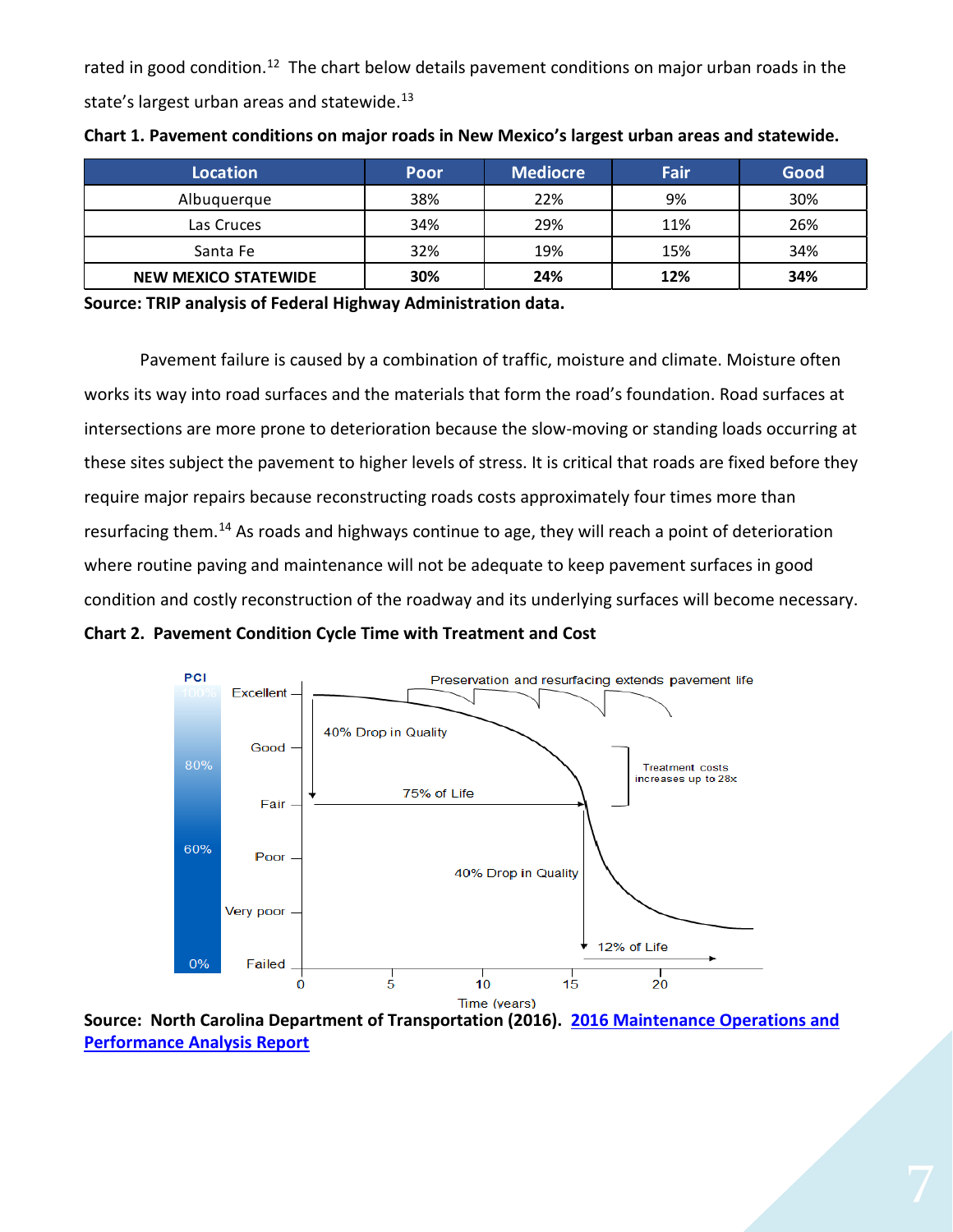rated in good condition.[12] The chart below details pavement conditions on major urban roads in the state's largest urban areas and statewide.[13]

**Chart 1. Pavement conditions on major roads in New Mexico's largest urban areas and statewide.**

| Location | Poor | Mediocre | Fair | Good |
|---|---|---|---|---|
| Albuquerque | 38% | 22% | 9% | 30% |
| Las Cruces | 34% | 29% | 11% | 26% |
| Santa Fe | 32% | 19% | 15% | 34% |
| **NEW MEXICO STATEWIDE** | **30%** | **24%** | **12%** | **34%** |

**Source: TRIP analysis of Federal Highway Administration data.**

Pavement failure is caused by a combination of traffic, moisture and climate. Moisture often works its way into road surfaces and the materials that form the road's foundation. Road surfaces at intersections are more prone to deterioration because the slow-moving or standing loads occurring at these sites subject the pavement to higher levels of stress. It is critical that roads are fixed before they require major repairs because reconstructing roads costs approximately four times more than resurfacing them.[14] As roads and highways continue to age, they will reach a point of deterioration where routine paving and maintenance will not be adequate to keep pavement surfaces in good condition and costly reconstruction of the roadway and its underlying surfaces will become necessary.

**Chart 2. Pavement Condition Cycle Time with Treatment and Cost**

PCI: 100% Excellent, 80% Good, Fair, 60% Poor, Very poor, 0% Failed

Preservation and resurfacing extends pavement life

40% Drop in Quality — 75% of Life

Treatment costs increases up to 28x

40% Drop in Quality — 12% of Life

Time (years): 0, 5, 10, 15, 20

**Source: North Carolina Department of Transportation (2016). [2016 Maintenance Operations and Performance Analysis Report]()**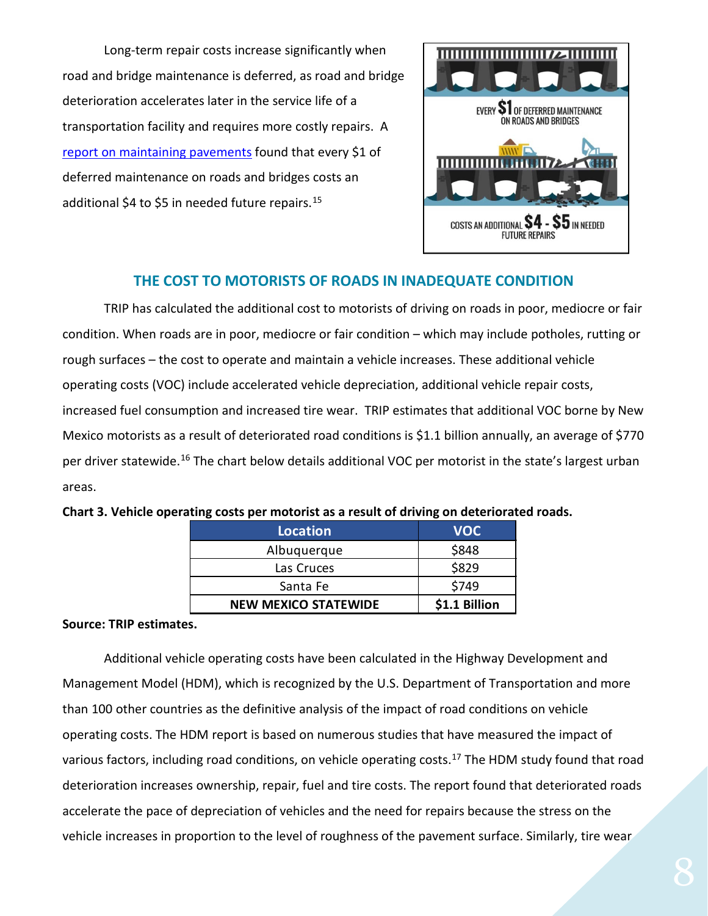Long-term repair costs increase significantly when road and bridge maintenance is deferred, as road and bridge deterioration accelerates later in the service life of a transportation facility and requires more costly repairs. A [report on maintaining pavements](report on maintaining pavements) found that every $1 of deferred maintenance on roads and bridges costs an additional $4 to $5 in needed future repairs.[15]

EVERY $1 OF DEFERRED MAINTENANCE ON ROADS AND BRIDGES

COSTS AN ADDITIONAL $4 - $5 IN NEEDED FUTURE REPAIRS

## THE COST TO MOTORISTS OF ROADS IN INADEQUATE CONDITION

TRIP has calculated the additional cost to motorists of driving on roads in poor, mediocre or fair condition. When roads are in poor, mediocre or fair condition – which may include potholes, rutting or rough surfaces – the cost to operate and maintain a vehicle increases. These additional vehicle operating costs (VOC) include accelerated vehicle depreciation, additional vehicle repair costs, increased fuel consumption and increased tire wear. TRIP estimates that additional VOC borne by New Mexico motorists as a result of deteriorated road conditions is $1.1 billion annually, an average of $770 per driver statewide.[16] The chart below details additional VOC per motorist in the state's largest urban areas.

**Chart 3. Vehicle operating costs per motorist as a result of driving on deteriorated roads.**

| Location | VOC |
|---|---|
| Albuquerque | $848 |
| Las Cruces | $829 |
| Santa Fe | $749 |
| **NEW MEXICO STATEWIDE** | **$1.1 Billion** |

**Source: TRIP estimates.**

Additional vehicle operating costs have been calculated in the Highway Development and Management Model (HDM), which is recognized by the U.S. Department of Transportation and more than 100 other countries as the definitive analysis of the impact of road conditions on vehicle operating costs. The HDM report is based on numerous studies that have measured the impact of various factors, including road conditions, on vehicle operating costs.[17] The HDM study found that road deterioration increases ownership, repair, fuel and tire costs. The report found that deteriorated roads accelerate the pace of depreciation of vehicles and the need for repairs because the stress on the vehicle increases in proportion to the level of roughness of the pavement surface. Similarly, tire wear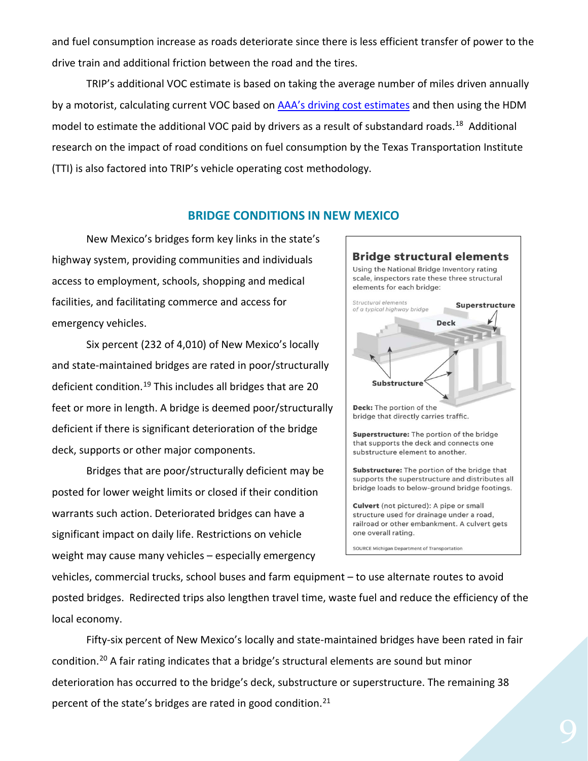and fuel consumption increase as roads deteriorate since there is less efficient transfer of power to the drive train and additional friction between the road and the tires.

TRIP's additional VOC estimate is based on taking the average number of miles driven annually by a motorist, calculating current VOC based on AAA's driving cost estimates and then using the HDM model to estimate the additional VOC paid by drivers as a result of substandard roads.[18] Additional research on the impact of road conditions on fuel consumption by the Texas Transportation Institute (TTI) is also factored into TRIP's vehicle operating cost methodology.

## BRIDGE CONDITIONS IN NEW MEXICO

New Mexico's bridges form key links in the state's highway system, providing communities and individuals access to employment, schools, shopping and medical facilities, and facilitating commerce and access for emergency vehicles.

Six percent (232 of 4,010) of New Mexico's locally and state-maintained bridges are rated in poor/structurally deficient condition.[19] This includes all bridges that are 20 feet or more in length. A bridge is deemed poor/structurally deficient if there is significant deterioration of the bridge deck, supports or other major components.

Bridges that are poor/structurally deficient may be posted for lower weight limits or closed if their condition warrants such action. Deteriorated bridges can have a significant impact on daily life. Restrictions on vehicle weight may cause many vehicles – especially emergency vehicles, commercial trucks, school buses and farm equipment – to use alternate routes to avoid posted bridges. Redirected trips also lengthen travel time, waste fuel and reduce the efficiency of the local economy.

> **Bridge structural elements**
>
> Using the National Bridge Inventory rating scale, inspectors rate these three structural elements for each bridge:
>
> *Structural elements of a typical highway bridge*
>
> Superstructure
>
> Deck
>
> Substructure
>
> **Deck:** The portion of the bridge that directly carries traffic.
>
> **Superstructure:** The portion of the bridge that supports the deck and connects one substructure element to another.
>
> **Substructure:** The portion of the bridge that supports the superstructure and distributes all bridge loads to below-ground bridge footings.
>
> **Culvert** (not pictured): A pipe or small structure used for drainage under a road, railroad or other embankment. A culvert gets one overall rating.
>
> SOURCE Michigan Department of Transportation

Fifty-six percent of New Mexico's locally and state-maintained bridges have been rated in fair condition.[20] A fair rating indicates that a bridge's structural elements are sound but minor deterioration has occurred to the bridge's deck, substructure or superstructure. The remaining 38 percent of the state's bridges are rated in good condition.[21]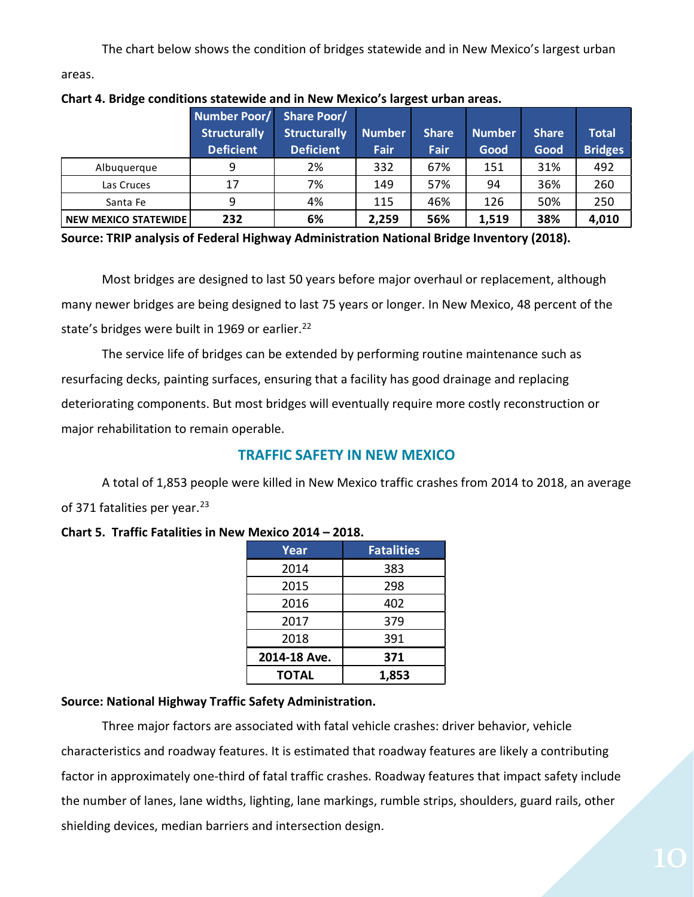The chart below shows the condition of bridges statewide and in New Mexico's largest urban areas.

**Chart 4. Bridge conditions statewide and in New Mexico's largest urban areas.**

| | Number Poor/ Structurally Deficient | Share Poor/ Structurally Deficient | Number Fair | Share Fair | Number Good | Share Good | Total Bridges |
|---|---|---|---|---|---|---|---|
| Albuquerque | 9 | 2% | 332 | 67% | 151 | 31% | 492 |
| Las Cruces | 17 | 7% | 149 | 57% | 94 | 36% | 260 |
| Santa Fe | 9 | 4% | 115 | 46% | 126 | 50% | 250 |
| **NEW MEXICO STATEWIDE** | **232** | **6%** | **2,259** | **56%** | **1,519** | **38%** | **4,010** |

**Source: TRIP analysis of Federal Highway Administration National Bridge Inventory (2018).**

Most bridges are designed to last 50 years before major overhaul or replacement, although many newer bridges are being designed to last 75 years or longer. In New Mexico, 48 percent of the state's bridges were built in 1969 or earlier.[22]

The service life of bridges can be extended by performing routine maintenance such as resurfacing decks, painting surfaces, ensuring that a facility has good drainage and replacing deteriorating components. But most bridges will eventually require more costly reconstruction or major rehabilitation to remain operable.

## TRAFFIC SAFETY IN NEW MEXICO

A total of 1,853 people were killed in New Mexico traffic crashes from 2014 to 2018, an average of 371 fatalities per year.[23]

**Chart 5. Traffic Fatalities in New Mexico 2014 – 2018.**

| Year | Fatalities |
|---|---|
| 2014 | 383 |
| 2015 | 298 |
| 2016 | 402 |
| 2017 | 379 |
| 2018 | 391 |
| **2014-18 Ave.** | **371** |
| **TOTAL** | **1,853** |

**Source: National Highway Traffic Safety Administration.**

Three major factors are associated with fatal vehicle crashes: driver behavior, vehicle characteristics and roadway features. It is estimated that roadway features are likely a contributing factor in approximately one-third of fatal traffic crashes. Roadway features that impact safety include the number of lanes, lane widths, lighting, lane markings, rumble strips, shoulders, guard rails, other shielding devices, median barriers and intersection design.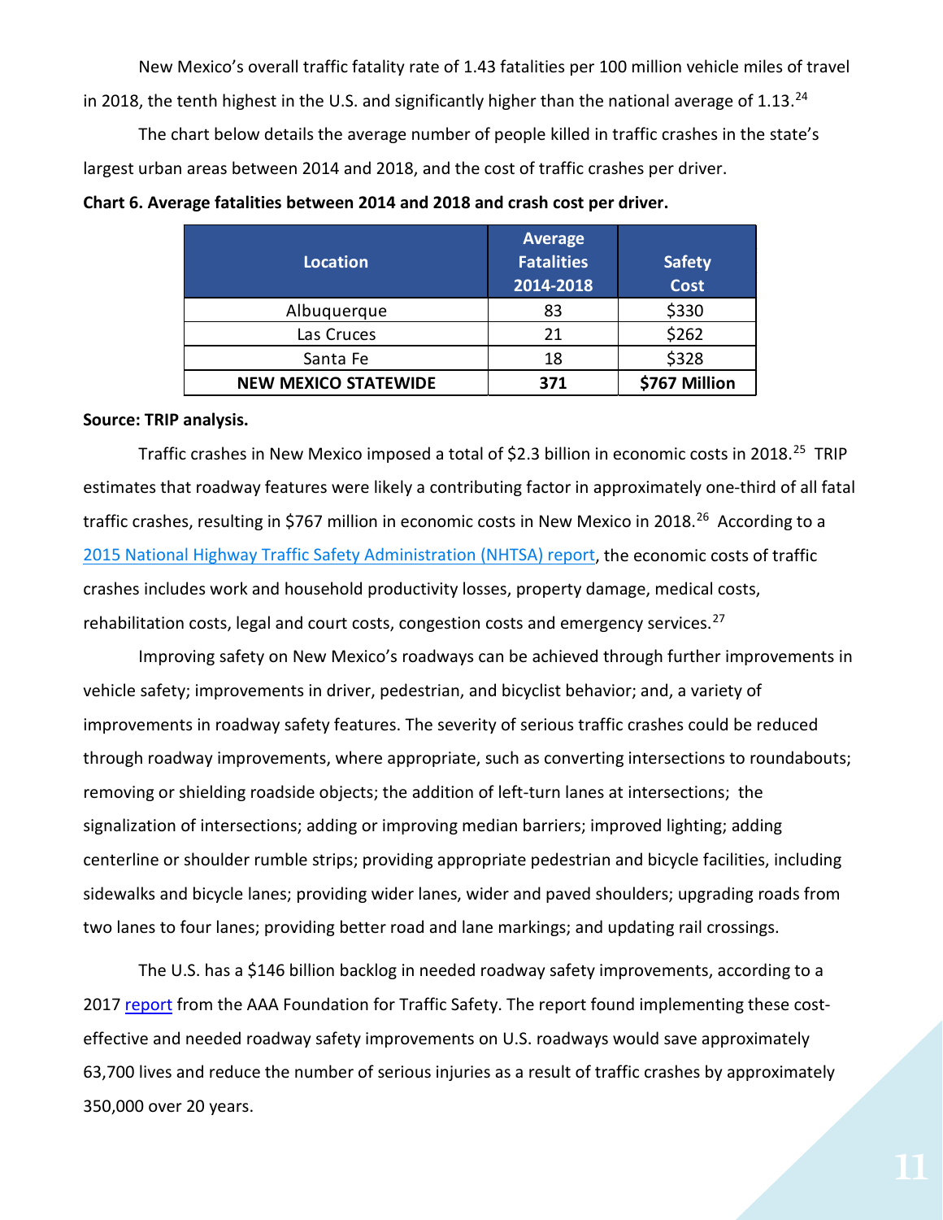New Mexico's overall traffic fatality rate of 1.43 fatalities per 100 million vehicle miles of travel in 2018, the tenth highest in the U.S. and significantly higher than the national average of 1.13.[24]

The chart below details the average number of people killed in traffic crashes in the state's largest urban areas between 2014 and 2018, and the cost of traffic crashes per driver.

**Chart 6. Average fatalities between 2014 and 2018 and crash cost per driver.**

| Location | Average Fatalities 2014-2018 | Safety Cost |
|---|---|---|
| Albuquerque | 83 | $330 |
| Las Cruces | 21 | $262 |
| Santa Fe | 18 | $328 |
| **NEW MEXICO STATEWIDE** | **371** | **$767 Million** |

**Source: TRIP analysis.**

Traffic crashes in New Mexico imposed a total of $2.3 billion in economic costs in 2018.[25] TRIP estimates that roadway features were likely a contributing factor in approximately one-third of all fatal traffic crashes, resulting in $767 million in economic costs in New Mexico in 2018.[26] According to a 2015 National Highway Traffic Safety Administration (NHTSA) report, the economic costs of traffic crashes includes work and household productivity losses, property damage, medical costs, rehabilitation costs, legal and court costs, congestion costs and emergency services.[27]

Improving safety on New Mexico's roadways can be achieved through further improvements in vehicle safety; improvements in driver, pedestrian, and bicyclist behavior; and, a variety of improvements in roadway safety features. The severity of serious traffic crashes could be reduced through roadway improvements, where appropriate, such as converting intersections to roundabouts; removing or shielding roadside objects; the addition of left-turn lanes at intersections; the signalization of intersections; adding or improving median barriers; improved lighting; adding centerline or shoulder rumble strips; providing appropriate pedestrian and bicycle facilities, including sidewalks and bicycle lanes; providing wider lanes, wider and paved shoulders; upgrading roads from two lanes to four lanes; providing better road and lane markings; and updating rail crossings.

The U.S. has a $146 billion backlog in needed roadway safety improvements, according to a 2017 report from the AAA Foundation for Traffic Safety. The report found implementing these cost-effective and needed roadway safety improvements on U.S. roadways would save approximately 63,700 lives and reduce the number of serious injuries as a result of traffic crashes by approximately 350,000 over 20 years.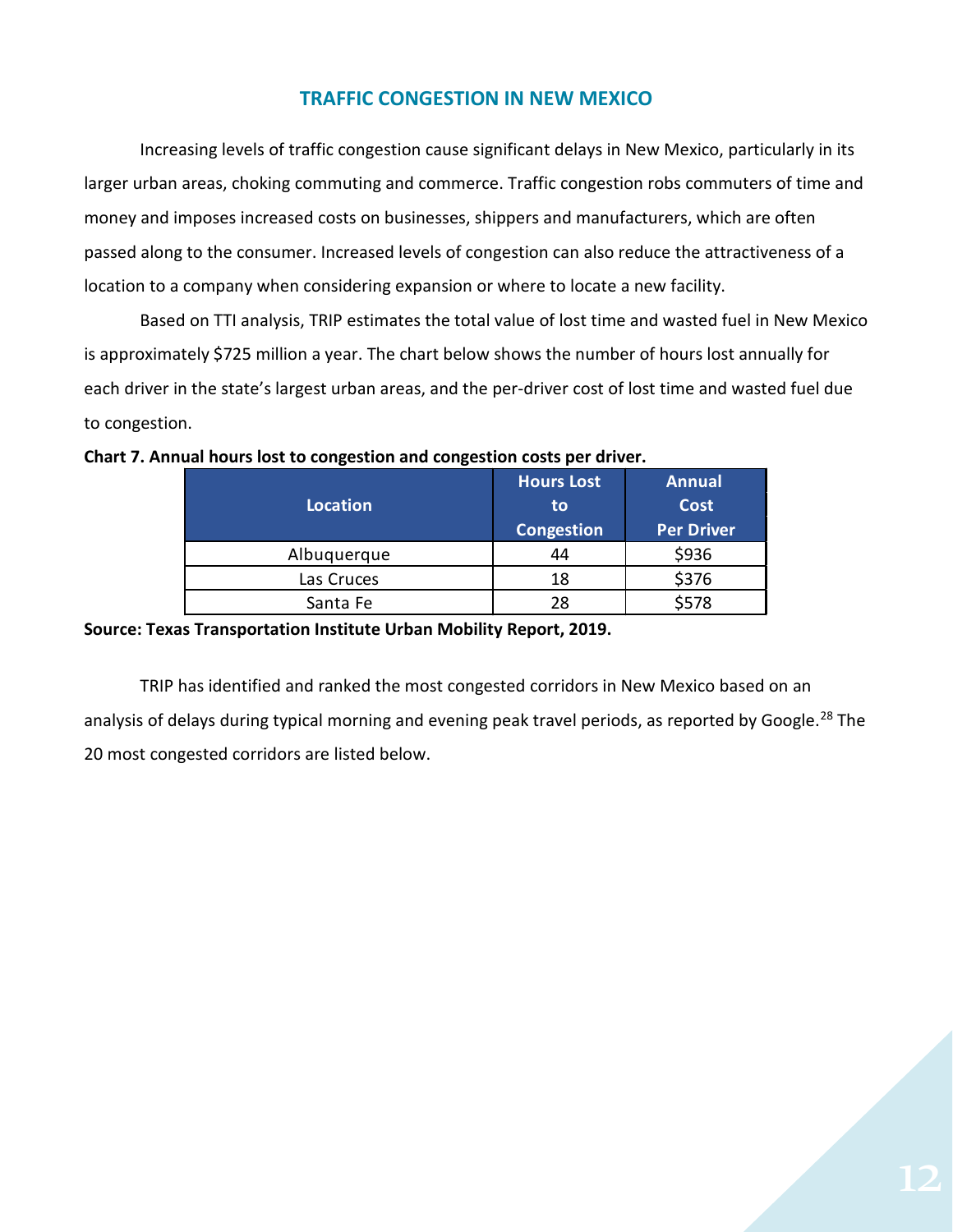## TRAFFIC CONGESTION IN NEW MEXICO

Increasing levels of traffic congestion cause significant delays in New Mexico, particularly in its larger urban areas, choking commuting and commerce. Traffic congestion robs commuters of time and money and imposes increased costs on businesses, shippers and manufacturers, which are often passed along to the consumer. Increased levels of congestion can also reduce the attractiveness of a location to a company when considering expansion or where to locate a new facility.

Based on TTI analysis, TRIP estimates the total value of lost time and wasted fuel in New Mexico is approximately $725 million a year. The chart below shows the number of hours lost annually for each driver in the state's largest urban areas, and the per-driver cost of lost time and wasted fuel due to congestion.

**Chart 7. Annual hours lost to congestion and congestion costs per driver.**

| Location | Hours Lost to Congestion | Annual Cost Per Driver |
|---|---|---|
| Albuquerque | 44 | $936 |
| Las Cruces | 18 | $376 |
| Santa Fe | 28 | $578 |

**Source: Texas Transportation Institute Urban Mobility Report, 2019.**

TRIP has identified and ranked the most congested corridors in New Mexico based on an analysis of delays during typical morning and evening peak travel periods, as reported by Google.[28] The 20 most congested corridors are listed below.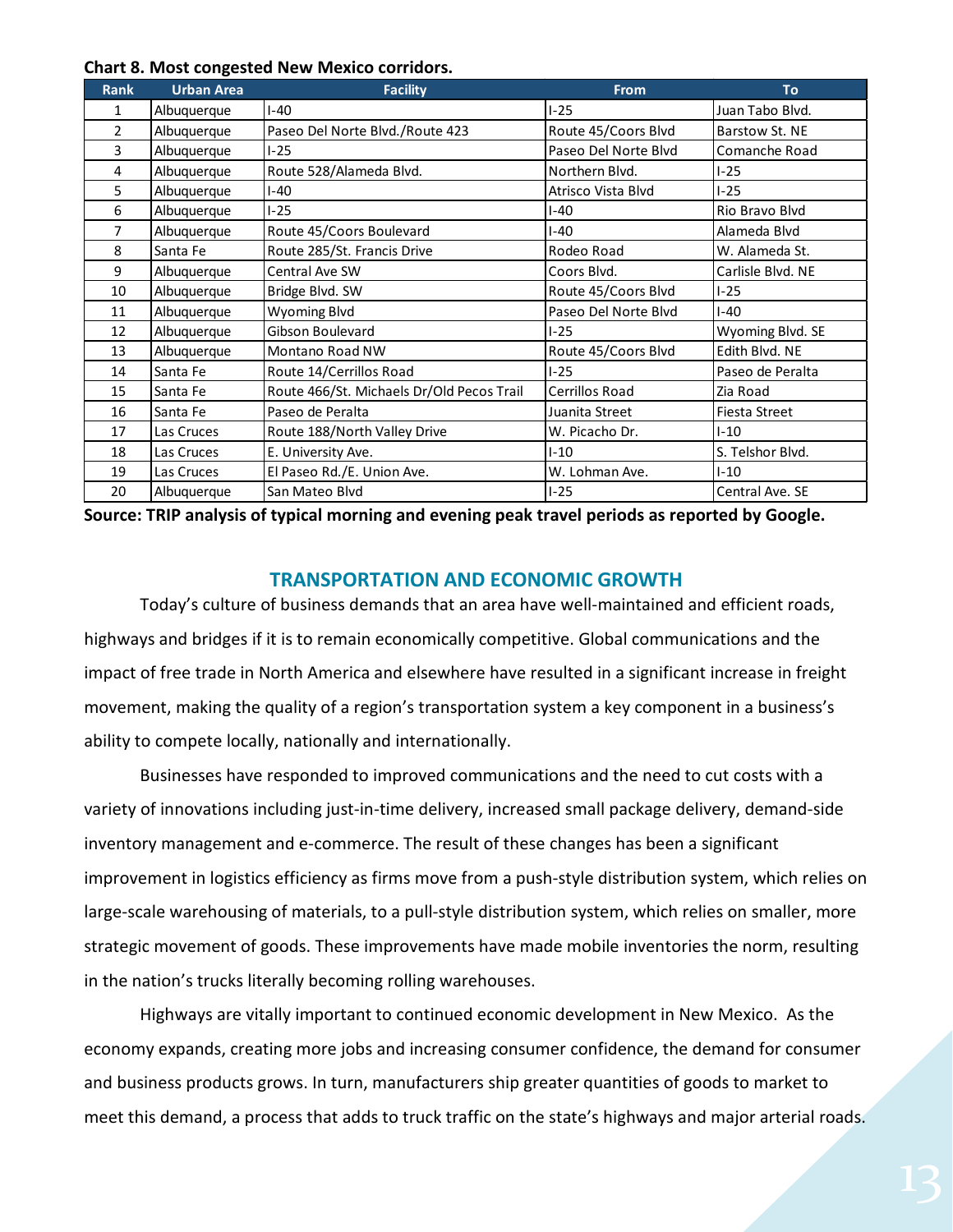**Chart 8. Most congested New Mexico corridors.**

| Rank | Urban Area | Facility | From | To |
|---|---|---|---|---|
| 1 | Albuquerque | I-40 | I-25 | Juan Tabo Blvd. |
| 2 | Albuquerque | Paseo Del Norte Blvd./Route 423 | Route 45/Coors Blvd | Barstow St. NE |
| 3 | Albuquerque | I-25 | Paseo Del Norte Blvd | Comanche Road |
| 4 | Albuquerque | Route 528/Alameda Blvd. | Northern Blvd. | I-25 |
| 5 | Albuquerque | I-40 | Atrisco Vista Blvd | I-25 |
| 6 | Albuquerque | I-25 | I-40 | Rio Bravo Blvd |
| 7 | Albuquerque | Route 45/Coors Boulevard | I-40 | Alameda Blvd |
| 8 | Santa Fe | Route 285/St. Francis Drive | Rodeo Road | W. Alameda St. |
| 9 | Albuquerque | Central Ave SW | Coors Blvd. | Carlisle Blvd. NE |
| 10 | Albuquerque | Bridge Blvd. SW | Route 45/Coors Blvd | I-25 |
| 11 | Albuquerque | Wyoming Blvd | Paseo Del Norte Blvd | I-40 |
| 12 | Albuquerque | Gibson Boulevard | I-25 | Wyoming Blvd. SE |
| 13 | Albuquerque | Montano Road NW | Route 45/Coors Blvd | Edith Blvd. NE |
| 14 | Santa Fe | Route 14/Cerrillos Road | I-25 | Paseo de Peralta |
| 15 | Santa Fe | Route 466/St. Michaels Dr/Old Pecos Trail | Cerrillos Road | Zia Road |
| 16 | Santa Fe | Paseo de Peralta | Juanita Street | Fiesta Street |
| 17 | Las Cruces | Route 188/North Valley Drive | W. Picacho Dr. | I-10 |
| 18 | Las Cruces | E. University Ave. | I-10 | S. Telshor Blvd. |
| 19 | Las Cruces | El Paseo Rd./E. Union Ave. | W. Lohman Ave. | I-10 |
| 20 | Albuquerque | San Mateo Blvd | I-25 | Central Ave. SE |

**Source: TRIP analysis of typical morning and evening peak travel periods as reported by Google.**

## TRANSPORTATION AND ECONOMIC GROWTH

Today's culture of business demands that an area have well-maintained and efficient roads, highways and bridges if it is to remain economically competitive. Global communications and the impact of free trade in North America and elsewhere have resulted in a significant increase in freight movement, making the quality of a region's transportation system a key component in a business's ability to compete locally, nationally and internationally.

Businesses have responded to improved communications and the need to cut costs with a variety of innovations including just-in-time delivery, increased small package delivery, demand-side inventory management and e-commerce. The result of these changes has been a significant improvement in logistics efficiency as firms move from a push-style distribution system, which relies on large-scale warehousing of materials, to a pull-style distribution system, which relies on smaller, more strategic movement of goods. These improvements have made mobile inventories the norm, resulting in the nation's trucks literally becoming rolling warehouses.

Highways are vitally important to continued economic development in New Mexico. As the economy expands, creating more jobs and increasing consumer confidence, the demand for consumer and business products grows. In turn, manufacturers ship greater quantities of goods to market to meet this demand, a process that adds to truck traffic on the state's highways and major arterial roads.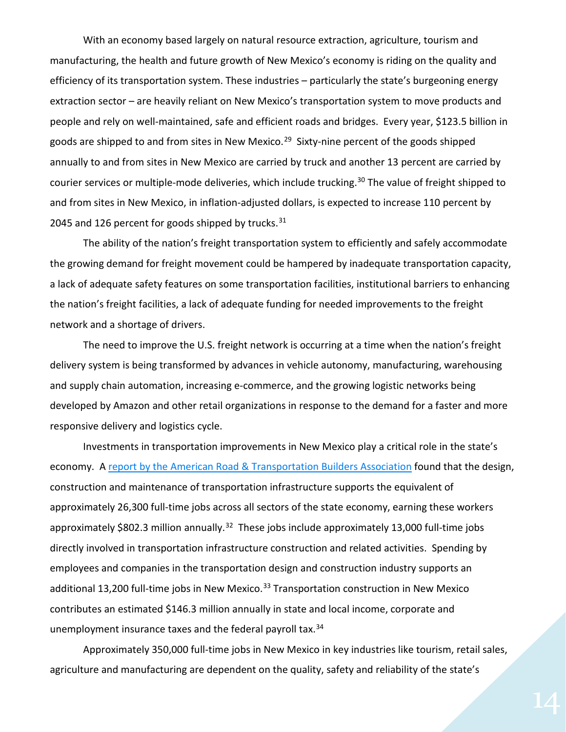With an economy based largely on natural resource extraction, agriculture, tourism and manufacturing, the health and future growth of New Mexico's economy is riding on the quality and efficiency of its transportation system. These industries – particularly the state's burgeoning energy extraction sector – are heavily reliant on New Mexico's transportation system to move products and people and rely on well-maintained, safe and efficient roads and bridges. Every year, $123.5 billion in goods are shipped to and from sites in New Mexico.[29] Sixty-nine percent of the goods shipped annually to and from sites in New Mexico are carried by truck and another 13 percent are carried by courier services or multiple-mode deliveries, which include trucking.[30] The value of freight shipped to and from sites in New Mexico, in inflation-adjusted dollars, is expected to increase 110 percent by 2045 and 126 percent for goods shipped by trucks.[31]

The ability of the nation's freight transportation system to efficiently and safely accommodate the growing demand for freight movement could be hampered by inadequate transportation capacity, a lack of adequate safety features on some transportation facilities, institutional barriers to enhancing the nation's freight facilities, a lack of adequate funding for needed improvements to the freight network and a shortage of drivers.

The need to improve the U.S. freight network is occurring at a time when the nation's freight delivery system is being transformed by advances in vehicle autonomy, manufacturing, warehousing and supply chain automation, increasing e-commerce, and the growing logistic networks being developed by Amazon and other retail organizations in response to the demand for a faster and more responsive delivery and logistics cycle.

Investments in transportation improvements in New Mexico play a critical role in the state's economy. A report by the American Road & Transportation Builders Association found that the design, construction and maintenance of transportation infrastructure supports the equivalent of approximately 26,300 full-time jobs across all sectors of the state economy, earning these workers approximately $802.3 million annually.[32] These jobs include approximately 13,000 full-time jobs directly involved in transportation infrastructure construction and related activities. Spending by employees and companies in the transportation design and construction industry supports an additional 13,200 full-time jobs in New Mexico.[33] Transportation construction in New Mexico contributes an estimated $146.3 million annually in state and local income, corporate and unemployment insurance taxes and the federal payroll tax.[34]

Approximately 350,000 full-time jobs in New Mexico in key industries like tourism, retail sales, agriculture and manufacturing are dependent on the quality, safety and reliability of the state's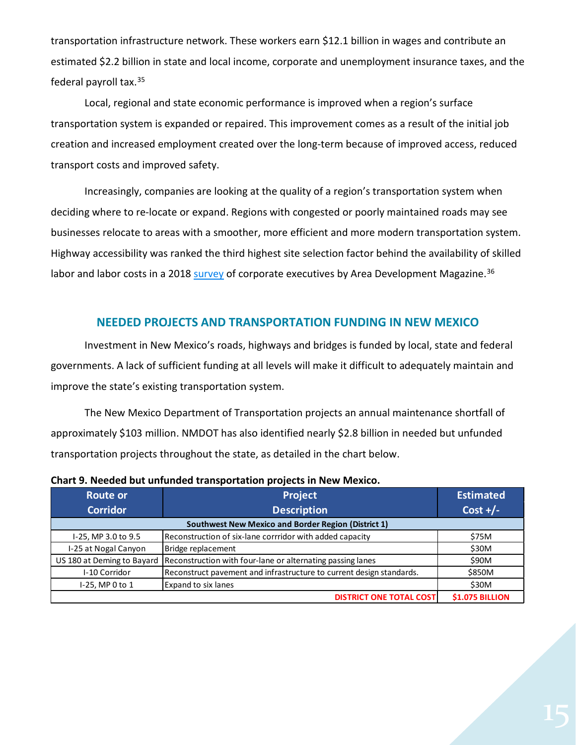transportation infrastructure network. These workers earn $12.1 billion in wages and contribute an estimated $2.2 billion in state and local income, corporate and unemployment insurance taxes, and the federal payroll tax.[35]

Local, regional and state economic performance is improved when a region's surface transportation system is expanded or repaired. This improvement comes as a result of the initial job creation and increased employment created over the long-term because of improved access, reduced transport costs and improved safety.

Increasingly, companies are looking at the quality of a region's transportation system when deciding where to re-locate or expand. Regions with congested or poorly maintained roads may see businesses relocate to areas with a smoother, more efficient and more modern transportation system. Highway accessibility was ranked the third highest site selection factor behind the availability of skilled labor and labor costs in a 2018 survey of corporate executives by Area Development Magazine.[36]

## NEEDED PROJECTS AND TRANSPORTATION FUNDING IN NEW MEXICO

Investment in New Mexico's roads, highways and bridges is funded by local, state and federal governments. A lack of sufficient funding at all levels will make it difficult to adequately maintain and improve the state's existing transportation system.

The New Mexico Department of Transportation projects an annual maintenance shortfall of approximately $103 million. NMDOT has also identified nearly $2.8 billion in needed but unfunded transportation projects throughout the state, as detailed in the chart below.

**Chart 9. Needed but unfunded transportation projects in New Mexico.**

| Route or Corridor | Project Description | Estimated Cost +/- |
|---|---|---|
| **Southwest New Mexico and Border Region (District 1)** | | |
| I-25, MP 3.0 to 9.5 | Reconstruction of six-lane corrridor with added capacity | $75M |
| I-25 at Nogal Canyon | Bridge replacement | $30M |
| US 180 at Deming to Bayard | Reconstruction with four-lane or alternating passing lanes | $90M |
| I-10 Corridor | Reconstruct pavement and infrastructure to current design standards. | $850M |
| I-25, MP 0 to 1 | Expand to six lanes | $30M |
| | **DISTRICT ONE TOTAL COST** | **$1.075 BILLION** |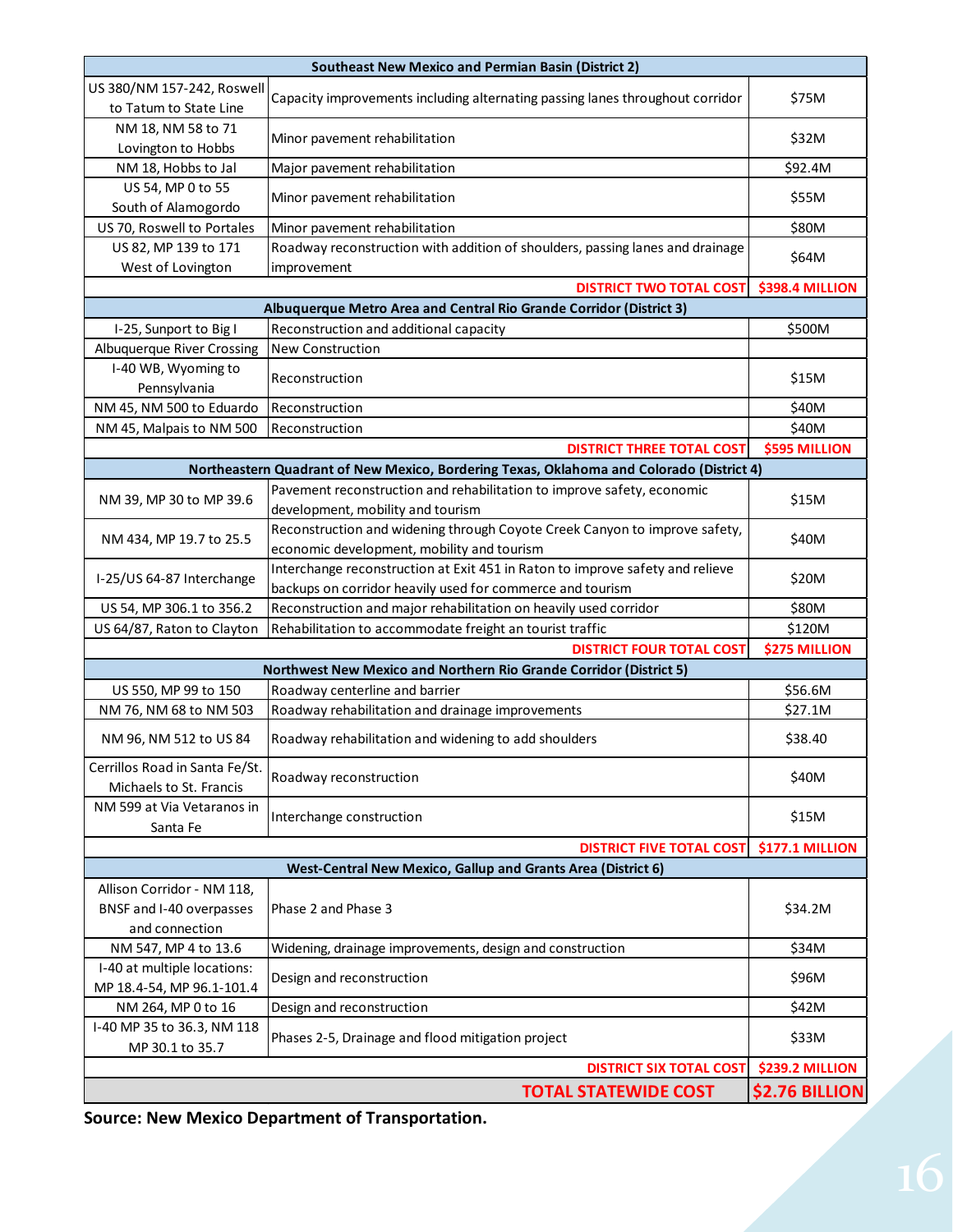| Southeast New Mexico and Permian Basin (District 2) | | |
|---|---|---|
| US 380/NM 157-242, Roswell to Tatum to State Line | Capacity improvements including alternating passing lanes throughout corridor | $75M |
| NM 18, NM 58 to 71 Lovington to Hobbs | Minor pavement rehabilitation | $32M |
| NM 18, Hobbs to Jal | Major pavement rehabilitation | $92.4M |
| US 54, MP 0 to 55 South of Alamogordo | Minor pavement rehabilitation | $55M |
| US 70, Roswell to Portales | Minor pavement rehabilitation | $80M |
| US 82, MP 139 to 171 West of Lovington | Roadway reconstruction with addition of shoulders, passing lanes and drainage improvement | $64M |
| | **DISTRICT TWO TOTAL COST** | **$398.4 MILLION** |
| **Albuquerque Metro Area and Central Rio Grande Corridor (District 3)** | | |
| I-25, Sunport to Big I | Reconstruction and additional capacity | $500M |
| Albuquerque River Crossing | New Construction | |
| I-40 WB, Wyoming to Pennsylvania | Reconstruction | $15M |
| NM 45, NM 500 to Eduardo | Reconstruction | $40M |
| NM 45, Malpais to NM 500 | Reconstruction | $40M |
| | **DISTRICT THREE TOTAL COST** | **$595 MILLION** |
| **Northeastern Quadrant of New Mexico, Bordering Texas, Oklahoma and Colorado (District 4)** | | |
| NM 39, MP 30 to MP 39.6 | Pavement reconstruction and rehabilitation to improve safety, economic development, mobility and tourism | $15M |
| NM 434, MP 19.7 to 25.5 | Reconstruction and widening through Coyote Creek Canyon to improve safety, economic development, mobility and tourism | $40M |
| I-25/US 64-87 Interchange | Interchange reconstruction at Exit 451 in Raton to improve safety and relieve backups on corridor heavily used for commerce and tourism | $20M |
| US 54, MP 306.1 to 356.2 | Reconstruction and major rehabilitation on heavily used corridor | $80M |
| US 64/87, Raton to Clayton | Rehabilitation to accommodate freight an tourist traffic | $120M |
| | **DISTRICT FOUR TOTAL COST** | **$275 MILLION** |
| **Northwest New Mexico and Northern Rio Grande Corridor (District 5)** | | |
| US 550, MP 99 to 150 | Roadway centerline and barrier | $56.6M |
| NM 76, NM 68 to NM 503 | Roadway rehabilitation and drainage improvements | $27.1M |
| NM 96, NM 512 to US 84 | Roadway rehabilitation and widening to add shoulders | $38.40 |
| Cerrillos Road in Santa Fe/St. Michaels to St. Francis | Roadway reconstruction | $40M |
| NM 599 at Via Vetaranos in Santa Fe | Interchange construction | $15M |
| | **DISTRICT FIVE TOTAL COST** | **$177.1 MILLION** |
| **West-Central New Mexico, Gallup and Grants Area (District 6)** | | |
| Allison Corridor - NM 118, BNSF and I-40 overpasses and connection | Phase 2 and Phase 3 | $34.2M |
| NM 547, MP 4 to 13.6 | Widening, drainage improvements, design and construction | $34M |
| I-40 at multiple locations: MP 18.4-54, MP 96.1-101.4 | Design and reconstruction | $96M |
| NM 264, MP 0 to 16 | Design and reconstruction | $42M |
| I-40 MP 35 to 36.3, NM 118 MP 30.1 to 35.7 | Phases 2-5, Drainage and flood mitigation project | $33M |
| | **DISTRICT SIX TOTAL COST** | **$239.2 MILLION** |
| | **TOTAL STATEWIDE COST** | **$2.76 BILLION** |

**Source: New Mexico Department of Transportation.**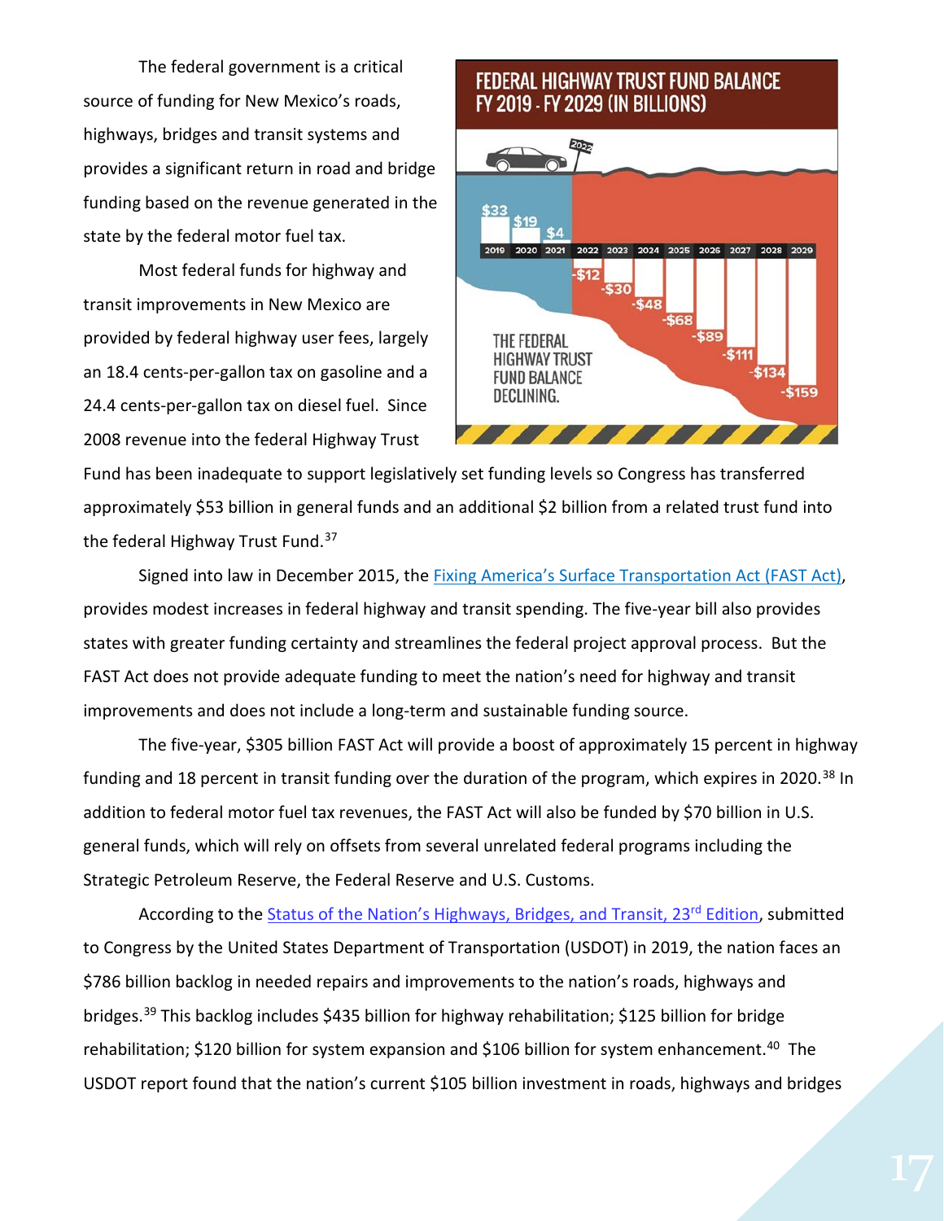The federal government is a critical source of funding for New Mexico's roads, highways, bridges and transit systems and provides a significant return in road and bridge funding based on the revenue generated in the state by the federal motor fuel tax.

**FEDERAL HIGHWAY TRUST FUND BALANCE FY 2019 - FY 2029 (IN BILLIONS)**

| 2019 | 2020 | 2021 | 2022 | 2023 | 2024 | 2025 | 2026 | 2027 | 2028 | 2029 |
|---|---|---|---|---|---|---|---|---|---|---|
| $33 | $19 | $4 | -$12 | -$30 | -$48 | -$68 | -$89 | -$111 | -$134 | -$159 |

THE FEDERAL HIGHWAY TRUST FUND BALANCE DECLINING.

Most federal funds for highway and transit improvements in New Mexico are provided by federal highway user fees, largely an 18.4 cents-per-gallon tax on gasoline and a 24.4 cents-per-gallon tax on diesel fuel. Since 2008 revenue into the federal Highway Trust Fund has been inadequate to support legislatively set funding levels so Congress has transferred approximately $53 billion in general funds and an additional $2 billion from a related trust fund into the federal Highway Trust Fund.[37]

Signed into law in December 2015, the Fixing America's Surface Transportation Act (FAST Act), provides modest increases in federal highway and transit spending. The five-year bill also provides states with greater funding certainty and streamlines the federal project approval process. But the FAST Act does not provide adequate funding to meet the nation's need for highway and transit improvements and does not include a long-term and sustainable funding source.

The five-year, $305 billion FAST Act will provide a boost of approximately 15 percent in highway funding and 18 percent in transit funding over the duration of the program, which expires in 2020.[38] In addition to federal motor fuel tax revenues, the FAST Act will also be funded by $70 billion in U.S. general funds, which will rely on offsets from several unrelated federal programs including the Strategic Petroleum Reserve, the Federal Reserve and U.S. Customs.

According to the Status of the Nation's Highways, Bridges, and Transit, 23rd Edition, submitted to Congress by the United States Department of Transportation (USDOT) in 2019, the nation faces an $786 billion backlog in needed repairs and improvements to the nation's roads, highways and bridges.[39] This backlog includes $435 billion for highway rehabilitation; $125 billion for bridge rehabilitation; $120 billion for system expansion and $106 billion for system enhancement.[40] The USDOT report found that the nation's current $105 billion investment in roads, highways and bridges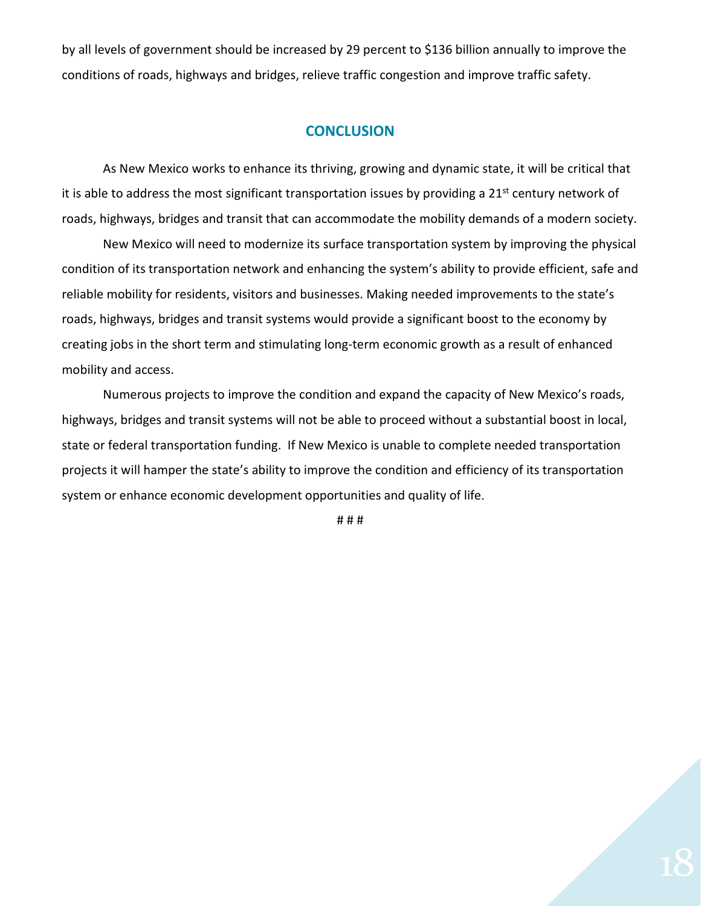by all levels of government should be increased by 29 percent to $136 billion annually to improve the conditions of roads, highways and bridges, relieve traffic congestion and improve traffic safety.

## CONCLUSION

As New Mexico works to enhance its thriving, growing and dynamic state, it will be critical that it is able to address the most significant transportation issues by providing a 21st century network of roads, highways, bridges and transit that can accommodate the mobility demands of a modern society.

New Mexico will need to modernize its surface transportation system by improving the physical condition of its transportation network and enhancing the system's ability to provide efficient, safe and reliable mobility for residents, visitors and businesses. Making needed improvements to the state's roads, highways, bridges and transit systems would provide a significant boost to the economy by creating jobs in the short term and stimulating long-term economic growth as a result of enhanced mobility and access.

Numerous projects to improve the condition and expand the capacity of New Mexico's roads, highways, bridges and transit systems will not be able to proceed without a substantial boost in local, state or federal transportation funding. If New Mexico is unable to complete needed transportation projects it will hamper the state's ability to improve the condition and efficiency of its transportation system or enhance economic development opportunities and quality of life.

# # #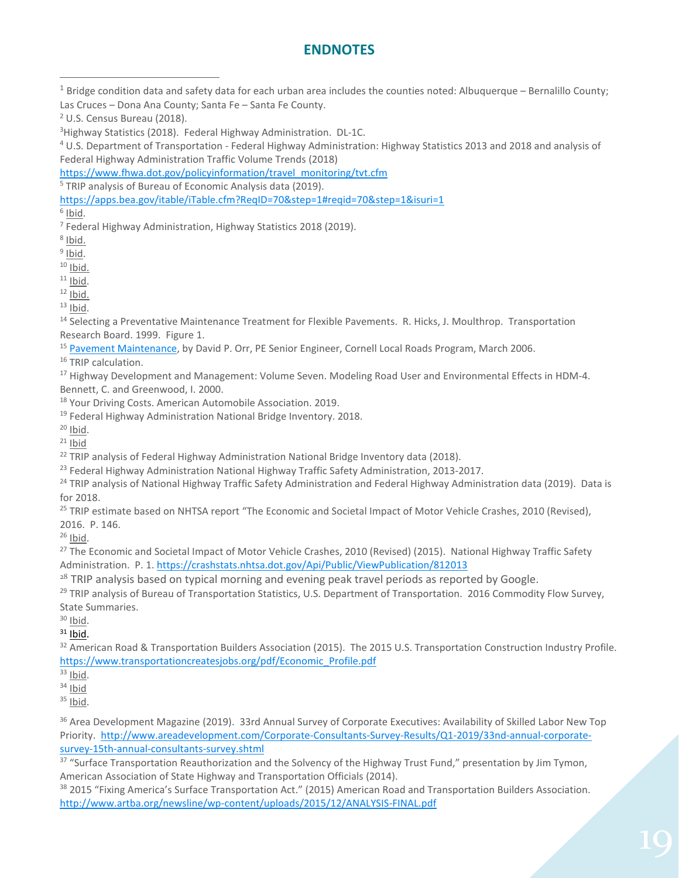## ENDNOTES

[1] Bridge condition data and safety data for each urban area includes the counties noted: Albuquerque – Bernalillo County; Las Cruces – Dona Ana County; Santa Fe – Santa Fe County.
[2] U.S. Census Bureau (2018).
[3] Highway Statistics (2018). Federal Highway Administration. DL-1C.
[4] U.S. Department of Transportation - Federal Highway Administration: Highway Statistics 2013 and 2018 and analysis of Federal Highway Administration Traffic Volume Trends (2018) https://www.fhwa.dot.gov/policyinformation/travel_monitoring/tvt.cfm
[5] TRIP analysis of Bureau of Economic Analysis data (2019). https://apps.bea.gov/itable/iTable.cfm?ReqID=70&step=1#reqid=70&step=1&isuri=1
[6] Ibid.
[7] Federal Highway Administration, Highway Statistics 2018 (2019).
[8] Ibid.
[9] Ibid.
[10] Ibid.
[11] Ibid.
[12] Ibid.
[13] Ibid.
[14] Selecting a Preventative Maintenance Treatment for Flexible Pavements. R. Hicks, J. Moulthrop. Transportation Research Board. 1999. Figure 1.
[15] Pavement Maintenance, by David P. Orr, PE Senior Engineer, Cornell Local Roads Program, March 2006.
[16] TRIP calculation.
[17] Highway Development and Management: Volume Seven. Modeling Road User and Environmental Effects in HDM-4. Bennett, C. and Greenwood, I. 2000.
[18] Your Driving Costs. American Automobile Association. 2019.
[19] Federal Highway Administration National Bridge Inventory. 2018.
[20] Ibid.
[21] Ibid
[22] TRIP analysis of Federal Highway Administration National Bridge Inventory data (2018).
[23] Federal Highway Administration National Highway Traffic Safety Administration, 2013-2017.
[24] TRIP analysis of National Highway Traffic Safety Administration and Federal Highway Administration data (2019). Data is for 2018.
[25] TRIP estimate based on NHTSA report "The Economic and Societal Impact of Motor Vehicle Crashes, 2010 (Revised), 2016. P. 146.
[26] Ibid.
[27] The Economic and Societal Impact of Motor Vehicle Crashes, 2010 (Revised) (2015). National Highway Traffic Safety Administration. P. 1. https://crashstats.nhtsa.dot.gov/Api/Public/ViewPublication/812013
[28] TRIP analysis based on typical morning and evening peak travel periods as reported by Google.
[29] TRIP analysis of Bureau of Transportation Statistics, U.S. Department of Transportation. 2016 Commodity Flow Survey, State Summaries.
[30] Ibid.
[31] Ibid.
[32] American Road & Transportation Builders Association (2015). The 2015 U.S. Transportation Construction Industry Profile. https://www.transportationcreatesjobs.org/pdf/Economic_Profile.pdf
[33] Ibid.
[34] Ibid
[35] Ibid.

[36] Area Development Magazine (2019). 33rd Annual Survey of Corporate Executives: Availability of Skilled Labor New Top Priority. http://www.areadevelopment.com/Corporate-Consultants-Survey-Results/Q1-2019/33nd-annual-corporate-survey-15th-annual-consultants-survey.shtml
[37] "Surface Transportation Reauthorization and the Solvency of the Highway Trust Fund," presentation by Jim Tymon, American Association of State Highway and Transportation Officials (2014).
[38] 2015 "Fixing America's Surface Transportation Act." (2015) American Road and Transportation Builders Association. http://www.artba.org/newsline/wp-content/uploads/2015/12/ANALYSIS-FINAL.pdf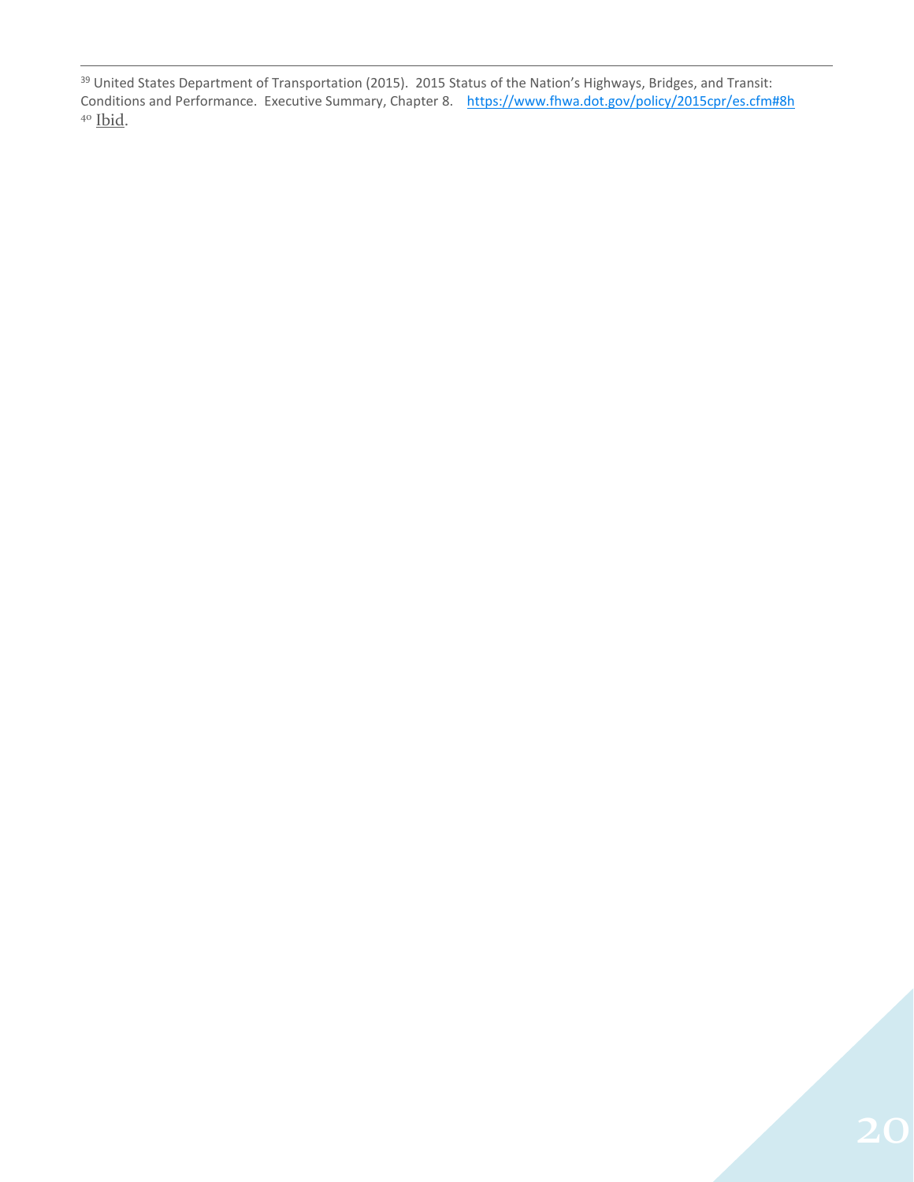[39] United States Department of Transportation (2015). 2015 Status of the Nation's Highways, Bridges, and Transit: Conditions and Performance. Executive Summary, Chapter 8. https://www.fhwa.dot.gov/policy/2015cpr/es.cfm#8h

[40] Ibid.